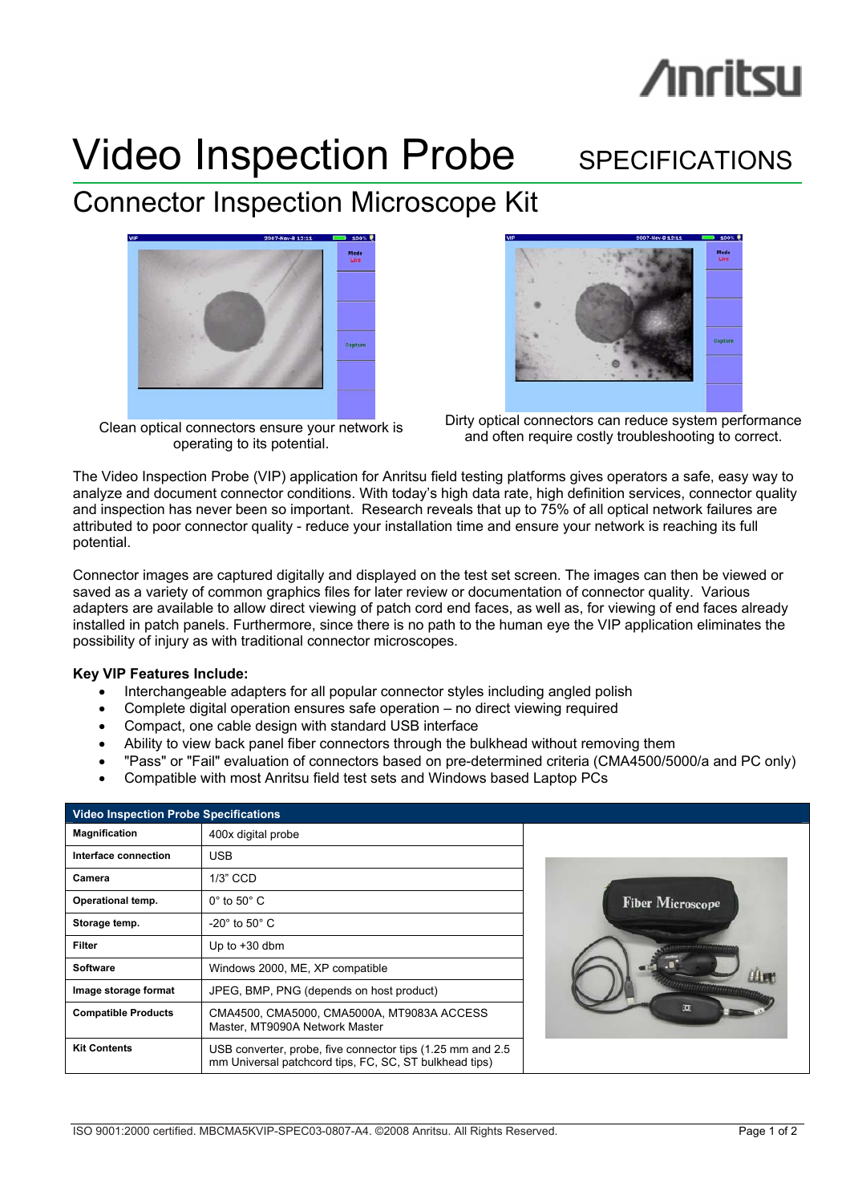# Video Inspection Probe SPECIFICATIONS

## Connector Inspection Microscope Kit

Clean optical connectors ensure your network is operating to its potential.

Dirty optical connectors can reduce system performance and often require costly troubleshooting to correct.

The Video Inspection Probe (VIP) application for Anritsu field testing platforms gives operators a safe, easy way to analyze and document connector conditions. With today's high data rate, high definition services, connector quality and inspection has never been so important. Research reveals that up to 75% of all optical network failures are attributed to poor connector quality - reduce your installation time and ensure your network is reaching its full potential.

Connector images are captured digitally and displayed on the test set screen. The images can then be viewed or saved as a variety of common graphics files for later review or documentation of connector quality. Various adapters are available to allow direct viewing of patch cord end faces, as well as, for viewing of end faces already installed in patch panels. Furthermore, since there is no path to the human eye the VIP application eliminates the possibility of injury as with traditional connector microscopes.

**Key VIP Features Include:**

- Interchangeable adapters for all popular connector styles including angled polish
- Complete digital operation ensures safe operation – no direct viewing required
- Compact, one cable design with standard USB interface
- Ability to view back panel fiber connectors through the bulkhead without removing them
- "Pass" or "Fail" evaluation of connectors based on pre-determined criteria (CMA4500/5000/a and PC only)
- Compatible with most Anritsu field test sets and Windows based Laptop PCs

| Video Inspection Probe Specifications | |
|---|---|
| **Magnification** | 400x digital probe |
| **Interface connection** | USB |
| **Camera** | 1/3" CCD |
| **Operational temp.** | 0° to 50° C |
| **Storage temp.** | -20° to 50° C |
| **Filter** | Up to +30 dbm |
| **Software** | Windows 2000, ME, XP compatible |
| **Image storage format** | JPEG, BMP, PNG (depends on host product) |
| **Compatible Products** | CMA4500, CMA5000, CMA5000A, MT9083A ACCESS Master, MT9090A Network Master |
| **Kit Contents** | USB converter, probe, five connector tips (1.25 mm and 2.5 mm Universal patchcord tips, FC, SC, ST bulkhead tips) |

ISO 9001:2000 certified. MBCMA5KVIP-SPEC03-0807-A4. ©2008 Anritsu. All Rights Reserved.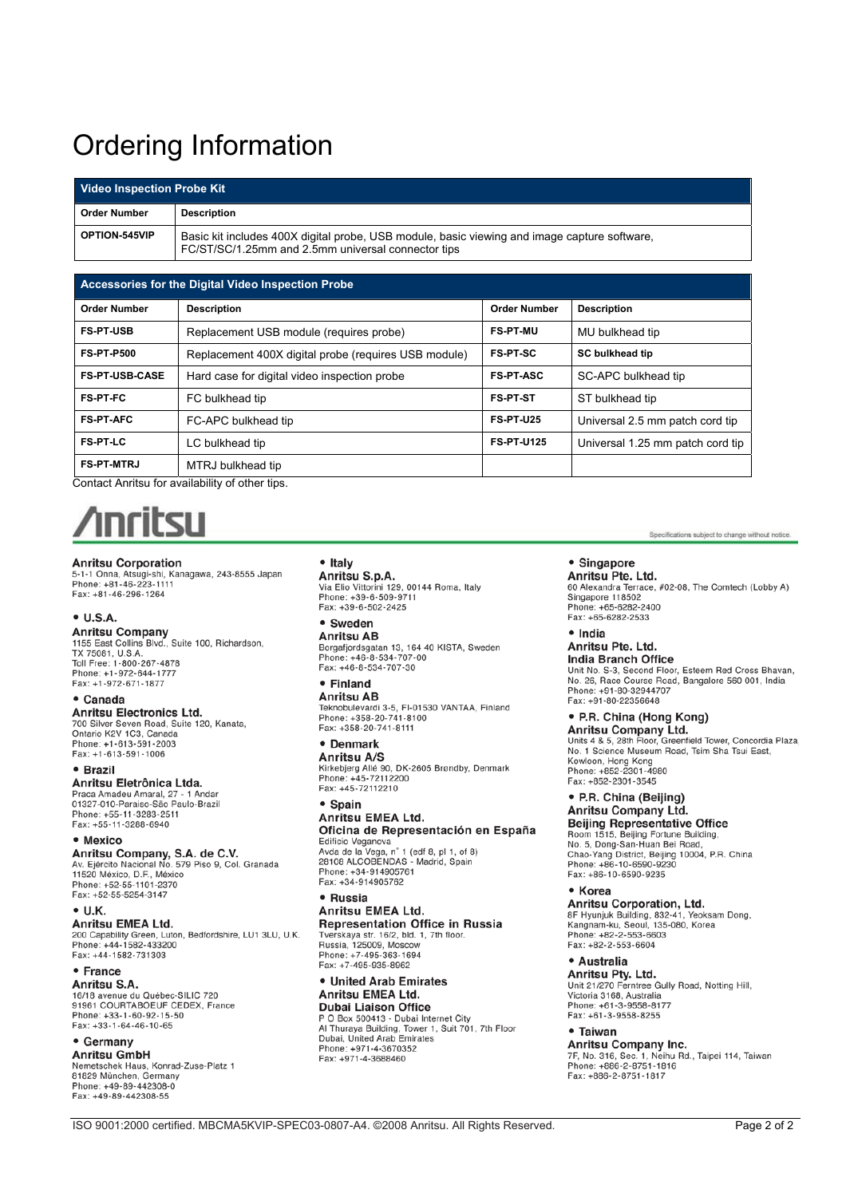# Ordering Information

| Video Inspection Probe Kit | |
|---|---|
| **Order Number** | **Description** |
| **OPTION-545VIP** | Basic kit includes 400X digital probe, USB module, basic viewing and image capture software, FC/ST/SC/1.25mm and 2.5mm universal connector tips |

| Accessories for the Digital Video Inspection Probe | | | |
|---|---|---|---|
| **Order Number** | **Description** | **Order Number** | **Description** |
| **FS-PT-USB** | Replacement USB module (requires probe) | **FS-PT-MU** | MU bulkhead tip |
| **FS-PT-P500** | Replacement 400X digital probe (requires USB module) | **FS-PT-SC** | **SC bulkhead tip** |
| **FS-PT-USB-CASE** | Hard case for digital video inspection probe | **FS-PT-ASC** | SC-APC bulkhead tip |
| **FS-PT-FC** | FC bulkhead tip | **FS-PT-ST** | ST bulkhead tip |
| **FS-PT-AFC** | FC-APC bulkhead tip | **FS-PT-U25** | Universal 2.5 mm patch cord tip |
| **FS-PT-LC** | LC bulkhead tip | **FS-PT-U125** | Universal 1.25 mm patch cord tip |
| **FS-PT-MTRJ** | MTRJ bulkhead tip | | |

Contact Anritsu for availability of other tips.

Anritsu

Specifications subject to change without notice.

**Anritsu Corporation**
5-1-1 Onna, Atsugi-shi, Kanagawa, 243-8555 Japan
Phone: +81-46-223-1111
Fax: +81-46-296-1264

• **U.S.A.**
**Anritsu Company**
1155 East Collins Blvd., Suite 100, Richardson, TX 75081, U.S.A.
Toll Free: 1-800-267-4878
Phone: +1-972-644-1777
Fax: +1-972-671-1877

• **Canada**
**Anritsu Electronics Ltd.**
700 Silver Seven Road, Suite 120, Kanata, Ontario K2V 1C3, Canada
Phone: +1-613-591-2003
Fax: +1-613-591-1006

• **Brazil**
**Anritsu Eletrônica Ltda.**
Praca Amadeu Amaral, 27 - 1 Andar
01327-010-Paraiso-São Paulo-Brazil
Phone: +55-11-3283-2511
Fax: +55-11-3288-6940

• **Mexico**
**Anritsu Company, S.A. de C.V.**
Av. Ejército Nacional No. 579 Piso 9, Col. Granada
11520 México, D.F., México
Phone: +52-55-1101-2370
Fax: +52-55-5254-3147

• **U.K.**
**Anritsu EMEA Ltd.**
200 Capability Green, Luton, Bedfordshire, LU1 3LU, U.K.
Phone: +44-1582-433200
Fax: +44-1582-731303

• **France**
**Anritsu S.A.**
16/18 avenue du Québec-SILIC 720
91961 COURTABOEUF CEDEX, France
Phone: +33-1-60-92-15-50
Fax: +33-1-64-46-10-65

• **Germany**
**Anritsu GmbH**
Nemetschek Haus, Konrad-Zuse-Platz 1
81829 München, Germany
Phone: +49-89-442308-0
Fax: +49-89-442308-55

• **Italy**
**Anritsu S.p.A.**
Via Elio Vittorini 129, 00144 Roma, Italy
Phone: +39-6-509-9711
Fax: +39-6-502-2425

• **Sweden**
**Anritsu AB**
Borgafjordsgatan 13, 164 40 KISTA, Sweden
Phone: +46-8-534-707-00
Fax: +46-8-534-707-30

• **Finland**
**Anritsu AB**
Teknobulevardi 3-5, FI-01530 VANTAA, Finland
Phone: +358-20-741-8100
Fax: +358-20-741-8111

• **Denmark**
**Anritsu A/S**
Kirkebjerg Allé 90, DK-2605 Brøndby, Denmark
Phone: +45-72112200
Fax: +45-72112210

• **Spain**
**Anritsu EMEA Ltd.**
**Oficina de Representación en España**
Edificio Veganova
Avda de la Vega, n° 1 (edf 8, pl 1, of 8)
28108 ALCOBENDAS - Madrid, Spain
Phone: +34-914905761
Fax: +34-914905762

• **Russia**
**Anritsu EMEA Ltd.**
**Representation Office in Russia**
Tverskaya str. 16/2, bld. 1, 7th floor.
Russia, 125009, Moscow
Phone: +7-495-363-1694
Fax: +7-495-935-8962

• **United Arab Emirates**
**Anritsu EMEA Ltd.**
**Dubai Liaison Office**
P O Box 500413 - Dubai Internet City
Al Thuraya Building, Tower 1, Suit 701, 7th Floor
Dubai, United Arab Emirates
Phone: +971-4-3670352
Fax: +971-4-3688460

• **Singapore**
**Anritsu Pte. Ltd.**
60 Alexandra Terrace, #02-08, The Comtech (Lobby A)
Singapore 118502
Phone: +65-6282-2400
Fax: +65-6282-2533

• **India**
**Anritsu Pte. Ltd.**
**India Branch Office**
Unit No. S-3, Second Floor, Esteem Red Cross Bhavan, No. 26, Race Course Road, Bangalore 560 001, India
Phone: +91-80-32944707
Fax: +91-80-22356648

• **P.R. China (Hong Kong)**
**Anritsu Company Ltd.**
Units 4 & 5, 28th Floor, Greenfield Tower, Concordia Plaza
No. 1 Science Museum Road, Tsim Sha Tsui East, Kowloon, Hong Kong
Phone: +852-2301-4980
Fax: +852-2301-3545

• **P.R. China (Beijing)**
**Anritsu Company Ltd.**
**Beijing Representative Office**
Room 1515, Beijing Fortune Building,
No. 5, Dong-San-Huan Bei Road,
Chao-Yang District, Beijing 10004, P.R. China
Phone: +86-10-6590-9230
Fax: +86-10-6590-9235

• **Korea**
**Anritsu Corporation, Ltd.**
8F Hyunjuk Building, 832-41, Yeoksam Dong, Kangnam-ku, Seoul, 135-080, Korea
Phone: +82-2-553-6603
Fax: +82-2-553-6604

• **Australia**
**Anritsu Pty. Ltd.**
Unit 21/270 Ferntree Gully Road, Notting Hill, Victoria 3168, Australia
Phone: +61-3-9558-8177
Fax: +61-3-9558-8255

• **Taiwan**
**Anritsu Company Inc.**
7F, No. 316, Sec. 1, Neihu Rd., Taipei 114, Taiwan
Phone: +886-2-8751-1816
Fax: +886-2-8751-1817

ISO 9001:2000 certified. MBCMA5KVIP-SPEC03-0807-A4. ©2008 Anritsu. All Rights Reserved.